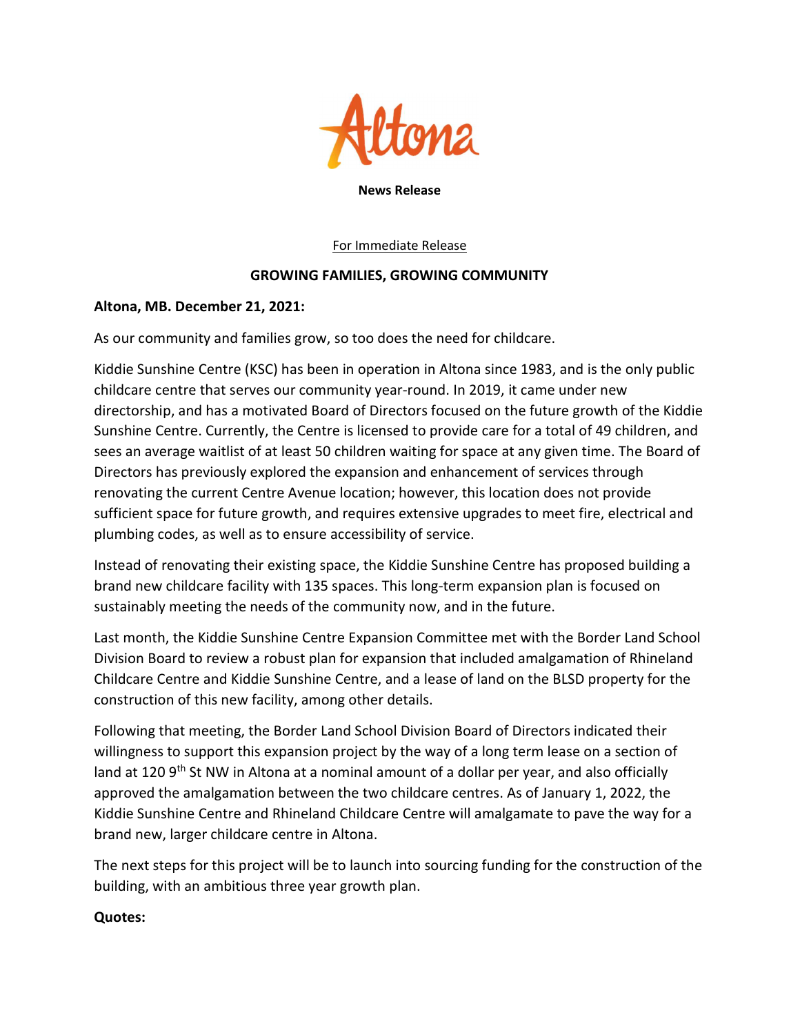Altona

**News Release**

For Immediate Release

## GROWING FAMILIES, GROWING COMMUNITY

**Altona, MB. December 21, 2021:**

As our community and families grow, so too does the need for childcare.

Kiddie Sunshine Centre (KSC) has been in operation in Altona since 1983, and is the only public childcare centre that serves our community year-round. In 2019, it came under new directorship, and has a motivated Board of Directors focused on the future growth of the Kiddie Sunshine Centre. Currently, the Centre is licensed to provide care for a total of 49 children, and sees an average waitlist of at least 50 children waiting for space at any given time. The Board of Directors has previously explored the expansion and enhancement of services through renovating the current Centre Avenue location; however, this location does not provide sufficient space for future growth, and requires extensive upgrades to meet fire, electrical and plumbing codes, as well as to ensure accessibility of service.

Instead of renovating their existing space, the Kiddie Sunshine Centre has proposed building a brand new childcare facility with 135 spaces. This long-term expansion plan is focused on sustainably meeting the needs of the community now, and in the future.

Last month, the Kiddie Sunshine Centre Expansion Committee met with the Border Land School Division Board to review a robust plan for expansion that included amalgamation of Rhineland Childcare Centre and Kiddie Sunshine Centre, and a lease of land on the BLSD property for the construction of this new facility, among other details.

Following that meeting, the Border Land School Division Board of Directors indicated their willingness to support this expansion project by the way of a long term lease on a section of land at 120 9th St NW in Altona at a nominal amount of a dollar per year, and also officially approved the amalgamation between the two childcare centres. As of January 1, 2022, the Kiddie Sunshine Centre and Rhineland Childcare Centre will amalgamate to pave the way for a brand new, larger childcare centre in Altona.

The next steps for this project will be to launch into sourcing funding for the construction of the building, with an ambitious three year growth plan.

**Quotes:**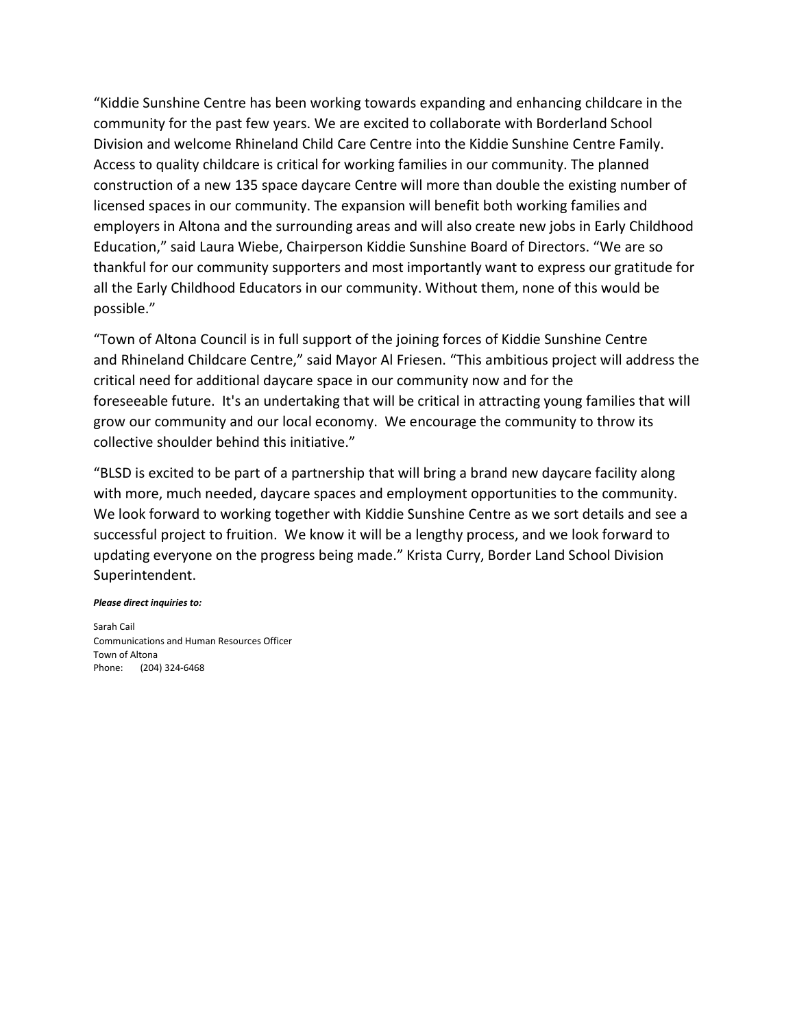"Kiddie Sunshine Centre has been working towards expanding and enhancing childcare in the community for the past few years. We are excited to collaborate with Borderland School Division and welcome Rhineland Child Care Centre into the Kiddie Sunshine Centre Family. Access to quality childcare is critical for working families in our community. The planned construction of a new 135 space daycare Centre will more than double the existing number of licensed spaces in our community. The expansion will benefit both working families and employers in Altona and the surrounding areas and will also create new jobs in Early Childhood Education," said Laura Wiebe, Chairperson Kiddie Sunshine Board of Directors. "We are so thankful for our community supporters and most importantly want to express our gratitude for all the Early Childhood Educators in our community. Without them, none of this would be possible."

"Town of Altona Council is in full support of the joining forces of Kiddie Sunshine Centre and Rhineland Childcare Centre," said Mayor Al Friesen. "This ambitious project will address the critical need for additional daycare space in our community now and for the foreseeable future. It's an undertaking that will be critical in attracting young families that will grow our community and our local economy. We encourage the community to throw its collective shoulder behind this initiative."

"BLSD is excited to be part of a partnership that will bring a brand new daycare facility along with more, much needed, daycare spaces and employment opportunities to the community. We look forward to working together with Kiddie Sunshine Centre as we sort details and see a successful project to fruition. We know it will be a lengthy process, and we look forward to updating everyone on the progress being made." Krista Curry, Border Land School Division Superintendent.

***Please direct inquiries to:***

Sarah Cail
Communications and Human Resources Officer
Town of Altona
Phone: (204) 324-6468